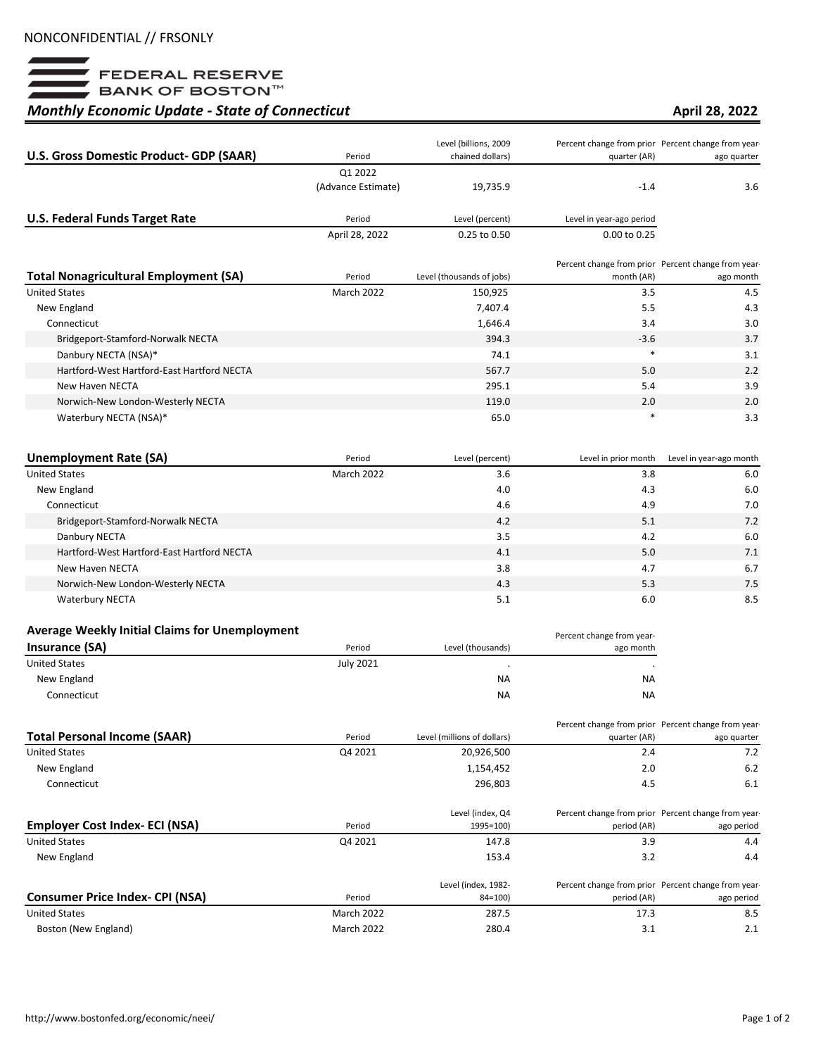NONCONFIDENTIAL // FRSONLY

FEDERAL RESERVE BANK OF BOSTON™

# *Monthly Economic Update - State of Connecticut*

**April 28, 2022**

| **U.S. Gross Domestic Product- GDP (SAAR)** | Period | Level (billions, 2009 chained dollars) | Percent change from prior quarter (AR) | Percent change from year-ago quarter |
|---|---|---|---|---|
| | Q1 2022 (Advance Estimate) | 19,735.9 | -1.4 | 3.6 |

| **U.S. Federal Funds Target Rate** | Period | Level (percent) | Level in year-ago period |
|---|---|---|---|
| | April 28, 2022 | 0.25 to 0.50 | 0.00 to 0.25 |

| **Total Nonagricultural Employment (SA)** | Period | Level (thousands of jobs) | Percent change from prior month (AR) | Percent change from year-ago month |
|---|---|---|---|---|
| United States | March 2022 | 150,925 | 3.5 | 4.5 |
| New England | | 7,407.4 | 5.5 | 4.3 |
| Connecticut | | 1,646.4 | 3.4 | 3.0 |
| Bridgeport-Stamford-Norwalk NECTA | | 394.3 | -3.6 | 3.7 |
| Danbury NECTA (NSA)* | | 74.1 | * | 3.1 |
| Hartford-West Hartford-East Hartford NECTA | | 567.7 | 5.0 | 2.2 |
| New Haven NECTA | | 295.1 | 5.4 | 3.9 |
| Norwich-New London-Westerly NECTA | | 119.0 | 2.0 | 2.0 |
| Waterbury NECTA (NSA)* | | 65.0 | * | 3.3 |

| **Unemployment Rate (SA)** | Period | Level (percent) | Level in prior month | Level in year-ago month |
|---|---|---|---|---|
| United States | March 2022 | 3.6 | 3.8 | 6.0 |
| New England | | 4.0 | 4.3 | 6.0 |
| Connecticut | | 4.6 | 4.9 | 7.0 |
| Bridgeport-Stamford-Norwalk NECTA | | 4.2 | 5.1 | 7.2 |
| Danbury NECTA | | 3.5 | 4.2 | 6.0 |
| Hartford-West Hartford-East Hartford NECTA | | 4.1 | 5.0 | 7.1 |
| New Haven NECTA | | 3.8 | 4.7 | 6.7 |
| Norwich-New London-Westerly NECTA | | 4.3 | 5.3 | 7.5 |
| Waterbury NECTA | | 5.1 | 6.0 | 8.5 |

| **Average Weekly Initial Claims for Unemployment Insurance (SA)** | Period | Level (thousands) | Percent change from year-ago month |
|---|---|---|---|
| United States | July 2021 | . | . |
| New England | | NA | NA |
| Connecticut | | NA | NA |

| **Total Personal Income (SAAR)** | Period | Level (millions of dollars) | Percent change from prior quarter (AR) | Percent change from year-ago quarter |
|---|---|---|---|---|
| United States | Q4 2021 | 20,926,500 | 2.4 | 7.2 |
| New England | | 1,154,452 | 2.0 | 6.2 |
| Connecticut | | 296,803 | 4.5 | 6.1 |

| **Employer Cost Index- ECI (NSA)** | Period | Level (index, Q4 1995=100) | Percent change from prior period (AR) | Percent change from year-ago period |
|---|---|---|---|---|
| United States | Q4 2021 | 147.8 | 3.9 | 4.4 |
| New England | | 153.4 | 3.2 | 4.4 |

| **Consumer Price Index- CPI (NSA)** | Period | Level (index, 1982-84=100) | Percent change from prior period (AR) | Percent change from year-ago period |
|---|---|---|---|---|
| United States | March 2022 | 287.5 | 17.3 | 8.5 |
| Boston (New England) | March 2022 | 280.4 | 3.1 | 2.1 |

http://www.bostonfed.org/economic/neei/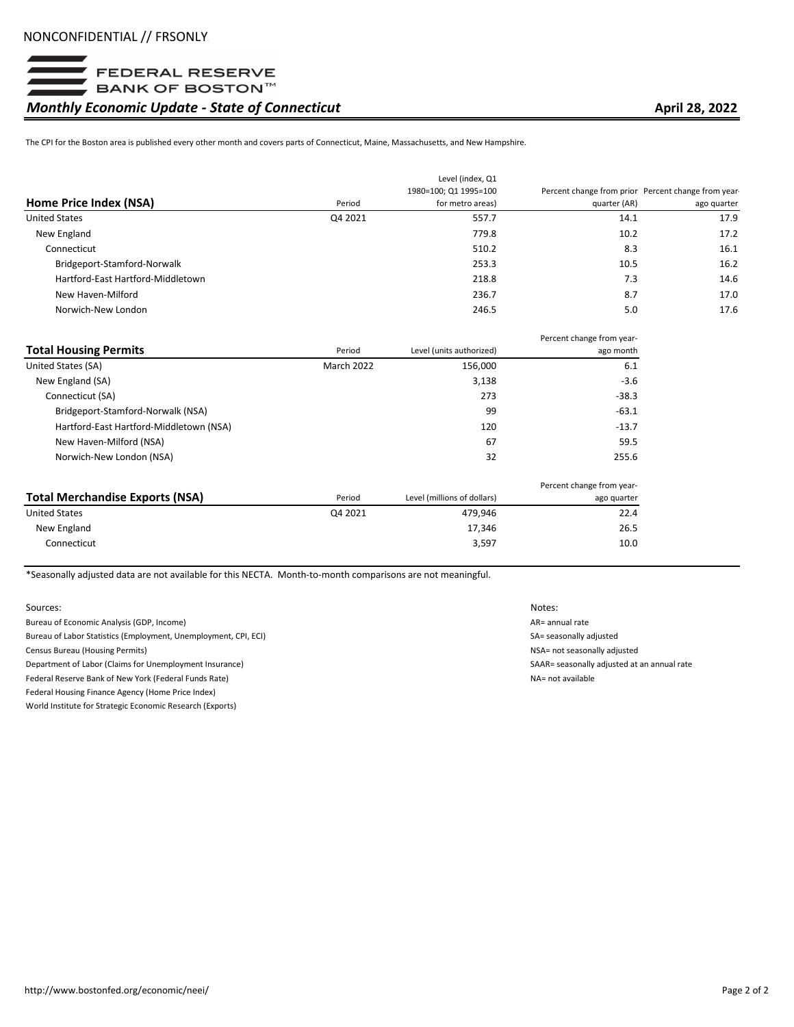NONCONFIDENTIAL // FRSONLY

FEDERAL RESERVE BANK OF BOSTON™

***Monthly Economic Update - State of Connecticut*** **April 28, 2022**

The CPI for the Boston area is published every other month and covers parts of Connecticut, Maine, Massachusetts, and New Hampshire.

| **Home Price Index (NSA)** | Period | Level (index, Q1 1980=100; Q1 1995=100 for metro areas) | Percent change from prior quarter (AR) | Percent change from year-ago quarter |
|---|---|---|---|---|
| United States | Q4 2021 | 557.7 | 14.1 | 17.9 |
| New England | | 779.8 | 10.2 | 17.2 |
| Connecticut | | 510.2 | 8.3 | 16.1 |
| Bridgeport-Stamford-Norwalk | | 253.3 | 10.5 | 16.2 |
| Hartford-East Hartford-Middletown | | 218.8 | 7.3 | 14.6 |
| New Haven-Milford | | 236.7 | 8.7 | 17.0 |
| Norwich-New London | | 246.5 | 5.0 | 17.6 |

| **Total Housing Permits** | Period | Level (units authorized) | Percent change from year-ago month |
|---|---|---|---|
| United States (SA) | March 2022 | 156,000 | 6.1 |
| New England (SA) | | 3,138 | -3.6 |
| Connecticut (SA) | | 273 | -38.3 |
| Bridgeport-Stamford-Norwalk (NSA) | | 99 | -63.1 |
| Hartford-East Hartford-Middletown (NSA) | | 120 | -13.7 |
| New Haven-Milford (NSA) | | 67 | 59.5 |
| Norwich-New London (NSA) | | 32 | 255.6 |

| **Total Merchandise Exports (NSA)** | Period | Level (millions of dollars) | Percent change from year-ago quarter |
|---|---|---|---|
| United States | Q4 2021 | 479,946 | 22.4 |
| New England | | 17,346 | 26.5 |
| Connecticut | | 3,597 | 10.0 |

*Seasonally adjusted data are not available for this NECTA. Month-to-month comparisons are not meaningful.

Sources:

Bureau of Economic Analysis (GDP, Income)
Bureau of Labor Statistics (Employment, Unemployment, CPI, ECI)
Census Bureau (Housing Permits)
Department of Labor (Claims for Unemployment Insurance)
Federal Reserve Bank of New York (Federal Funds Rate)
Federal Housing Finance Agency (Home Price Index)
World Institute for Strategic Economic Research (Exports)

Notes:

AR= annual rate
SA= seasonally adjusted
NSA= not seasonally adjusted
SAAR= seasonally adjusted at an annual rate
NA= not available

http://www.bostonfed.org/economic/neei/